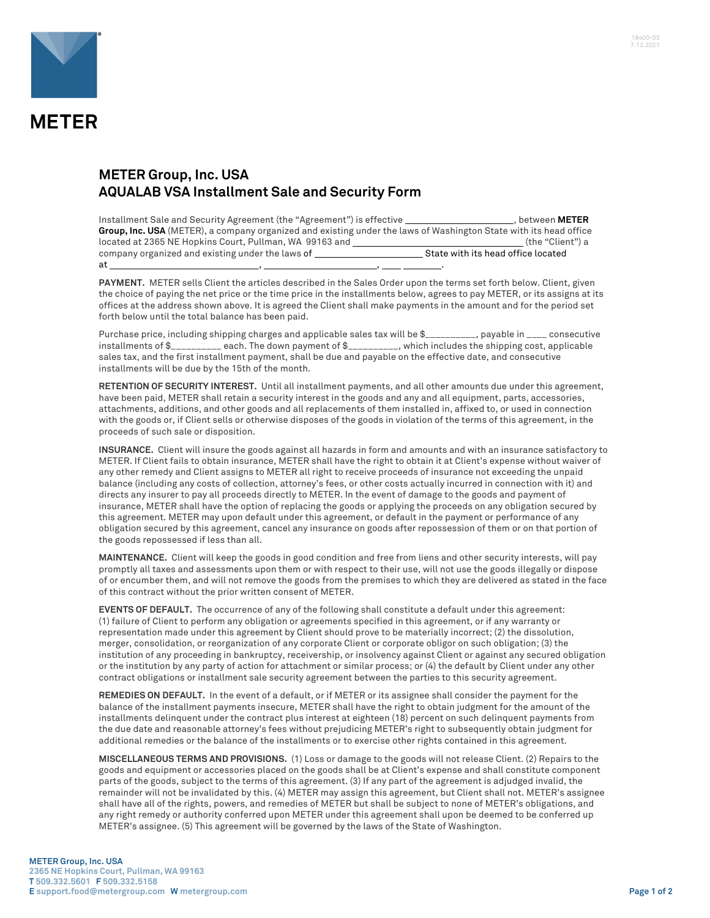# METER

## METER Group, Inc. USA
## AQUALAB VSA Installment Sale and Security Form

Installment Sale and Security Agreement (the "Agreement") is effective ____________________, between **METER Group, Inc. USA** (METER), a company organized and existing under the laws of Washington State with its head office located at 2365 NE Hopkins Court, Pullman, WA 99163 and ______________________________ (the "Client") a company organized and existing under the laws of ____________________ State with its head office located at ____________________________, ______________________, ____ _______.

**PAYMENT.** METER sells Client the articles described in the Sales Order upon the terms set forth below. Client, given the choice of paying the net price or the time price in the installments below, agrees to pay METER, or its assigns at its offices at the address shown above. It is agreed the Client shall make payments in the amount and for the period set forth below until the total balance has been paid.

Purchase price, including shipping charges and applicable sales tax will be $__________, payable in ____ consecutive installments of $__________ each. The down payment of $__________, which includes the shipping cost, applicable sales tax, and the first installment payment, shall be due and payable on the effective date, and consecutive installments will be due by the 15th of the month.

**RETENTION OF SECURITY INTEREST.** Until all installment payments, and all other amounts due under this agreement, have been paid, METER shall retain a security interest in the goods and any and all equipment, parts, accessories, attachments, additions, and other goods and all replacements of them installed in, affixed to, or used in connection with the goods or, if Client sells or otherwise disposes of the goods in violation of the terms of this agreement, in the proceeds of such sale or disposition.

**INSURANCE.** Client will insure the goods against all hazards in form and amounts and with an insurance satisfactory to METER. If Client fails to obtain insurance, METER shall have the right to obtain it at Client's expense without waiver of any other remedy and Client assigns to METER all right to receive proceeds of insurance not exceeding the unpaid balance (including any costs of collection, attorney's fees, or other costs actually incurred in connection with it) and directs any insurer to pay all proceeds directly to METER. In the event of damage to the goods and payment of insurance, METER shall have the option of replacing the goods or applying the proceeds on any obligation secured by this agreement. METER may upon default under this agreement, or default in the payment or performance of any obligation secured by this agreement, cancel any insurance on goods after repossession of them or on that portion of the goods repossessed if less than all.

**MAINTENANCE.** Client will keep the goods in good condition and free from liens and other security interests, will pay promptly all taxes and assessments upon them or with respect to their use, will not use the goods illegally or dispose of or encumber them, and will not remove the goods from the premises to which they are delivered as stated in the face of this contract without the prior written consent of METER.

**EVENTS OF DEFAULT.** The occurrence of any of the following shall constitute a default under this agreement: (1) failure of Client to perform any obligation or agreements specified in this agreement, or if any warranty or representation made under this agreement by Client should prove to be materially incorrect; (2) the dissolution, merger, consolidation, or reorganization of any corporate Client or corporate obligor on such obligation; (3) the institution of any proceeding in bankruptcy, receivership, or insolvency against Client or against any secured obligation or the institution by any party of action for attachment or similar process; or (4) the default by Client under any other contract obligations or installment sale security agreement between the parties to this security agreement.

**REMEDIES ON DEFAULT.** In the event of a default, or if METER or its assignee shall consider the payment for the balance of the installment payments insecure, METER shall have the right to obtain judgment for the amount of the installments delinquent under the contract plus interest at eighteen (18) percent on such delinquent payments from the due date and reasonable attorney's fees without prejudicing METER's right to subsequently obtain judgment for additional remedies or the balance of the installments or to exercise other rights contained in this agreement.

**MISCELLANEOUS TERMS AND PROVISIONS.** (1) Loss or damage to the goods will not release Client. (2) Repairs to the goods and equipment or accessories placed on the goods shall be at Client's expense and shall constitute component parts of the goods, subject to the terms of this agreement. (3) If any part of the agreement is adjudged invalid, the remainder will not be invalidated by this. (4) METER may assign this agreement, but Client shall not. METER's assignee shall have all of the rights, powers, and remedies of METER but shall be subject to none of METER's obligations, and any right remedy or authority conferred upon METER under this agreement shall upon be deemed to be conferred up METER's assignee. (5) This agreement will be governed by the laws of the State of Washington.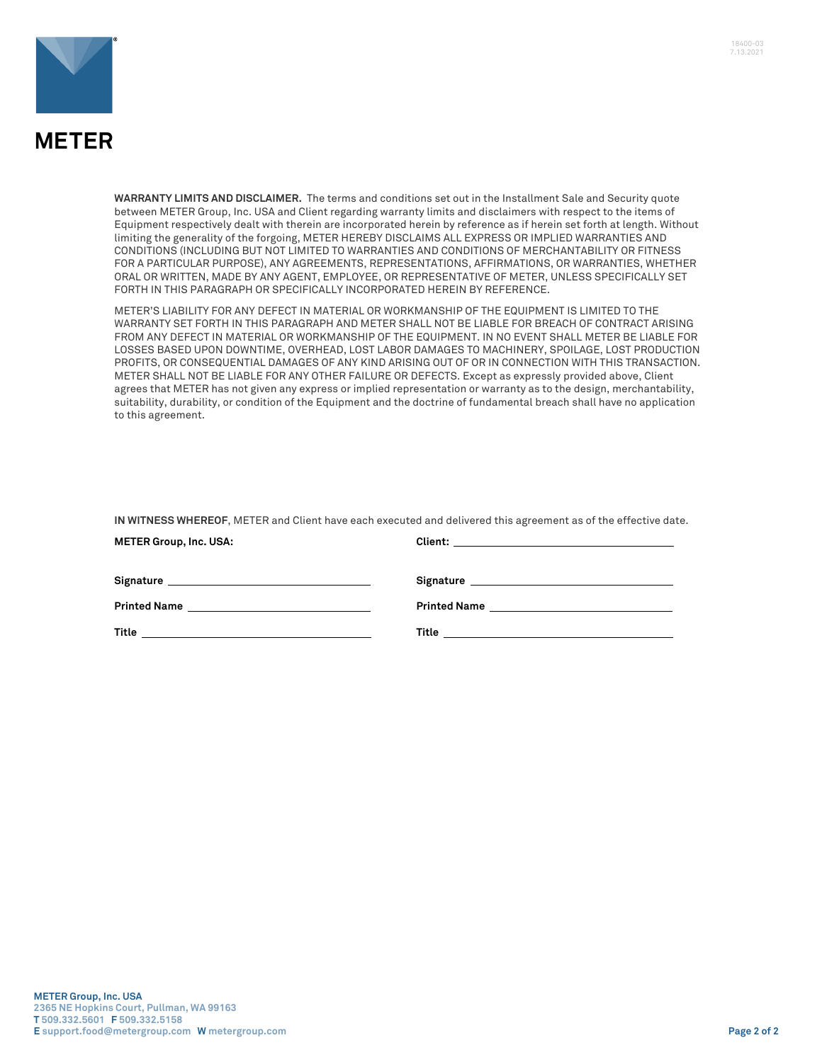# METER

**WARRANTY LIMITS AND DISCLAIMER.** The terms and conditions set out in the Installment Sale and Security quote between METER Group, Inc. USA and Client regarding warranty limits and disclaimers with respect to the items of Equipment respectively dealt with therein are incorporated herein by reference as if herein set forth at length. Without limiting the generality of the forgoing, METER HEREBY DISCLAIMS ALL EXPRESS OR IMPLIED WARRANTIES AND CONDITIONS (INCLUDING BUT NOT LIMITED TO WARRANTIES AND CONDITIONS OF MERCHANTABILITY OR FITNESS FOR A PARTICULAR PURPOSE), ANY AGREEMENTS, REPRESENTATIONS, AFFIRMATIONS, OR WARRANTIES, WHETHER ORAL OR WRITTEN, MADE BY ANY AGENT, EMPLOYEE, OR REPRESENTATIVE OF METER, UNLESS SPECIFICALLY SET FORTH IN THIS PARAGRAPH OR SPECIFICALLY INCORPORATED HEREIN BY REFERENCE.

METER'S LIABILITY FOR ANY DEFECT IN MATERIAL OR WORKMANSHIP OF THE EQUIPMENT IS LIMITED TO THE WARRANTY SET FORTH IN THIS PARAGRAPH AND METER SHALL NOT BE LIABLE FOR BREACH OF CONTRACT ARISING FROM ANY DEFECT IN MATERIAL OR WORKMANSHIP OF THE EQUIPMENT. IN NO EVENT SHALL METER BE LIABLE FOR LOSSES BASED UPON DOWNTIME, OVERHEAD, LOST LABOR DAMAGES TO MACHINERY, SPOILAGE, LOST PRODUCTION PROFITS, OR CONSEQUENTIAL DAMAGES OF ANY KIND ARISING OUT OF OR IN CONNECTION WITH THIS TRANSACTION. METER SHALL NOT BE LIABLE FOR ANY OTHER FAILURE OR DEFECTS. Except as expressly provided above, Client agrees that METER has not given any express or implied representation or warranty as to the design, merchantability, suitability, durability, or condition of the Equipment and the doctrine of fundamental breach shall have no application to this agreement.

**IN WITNESS WHEREOF**, METER and Client have each executed and delivered this agreement as of the effective date.

**METER Group, Inc. USA:**

**Signature** ____________________

**Printed Name** ____________________

**Title** ____________________

**Client:** ____________________

**Signature** ____________________

**Printed Name** ____________________

**Title** ____________________

**METER Group, Inc. USA**
2365 NE Hopkins Court, Pullman, WA 99163
**T** 509.332.5601 **F** 509.332.5158
**E** support.food@metergroup.com **W** metergroup.com